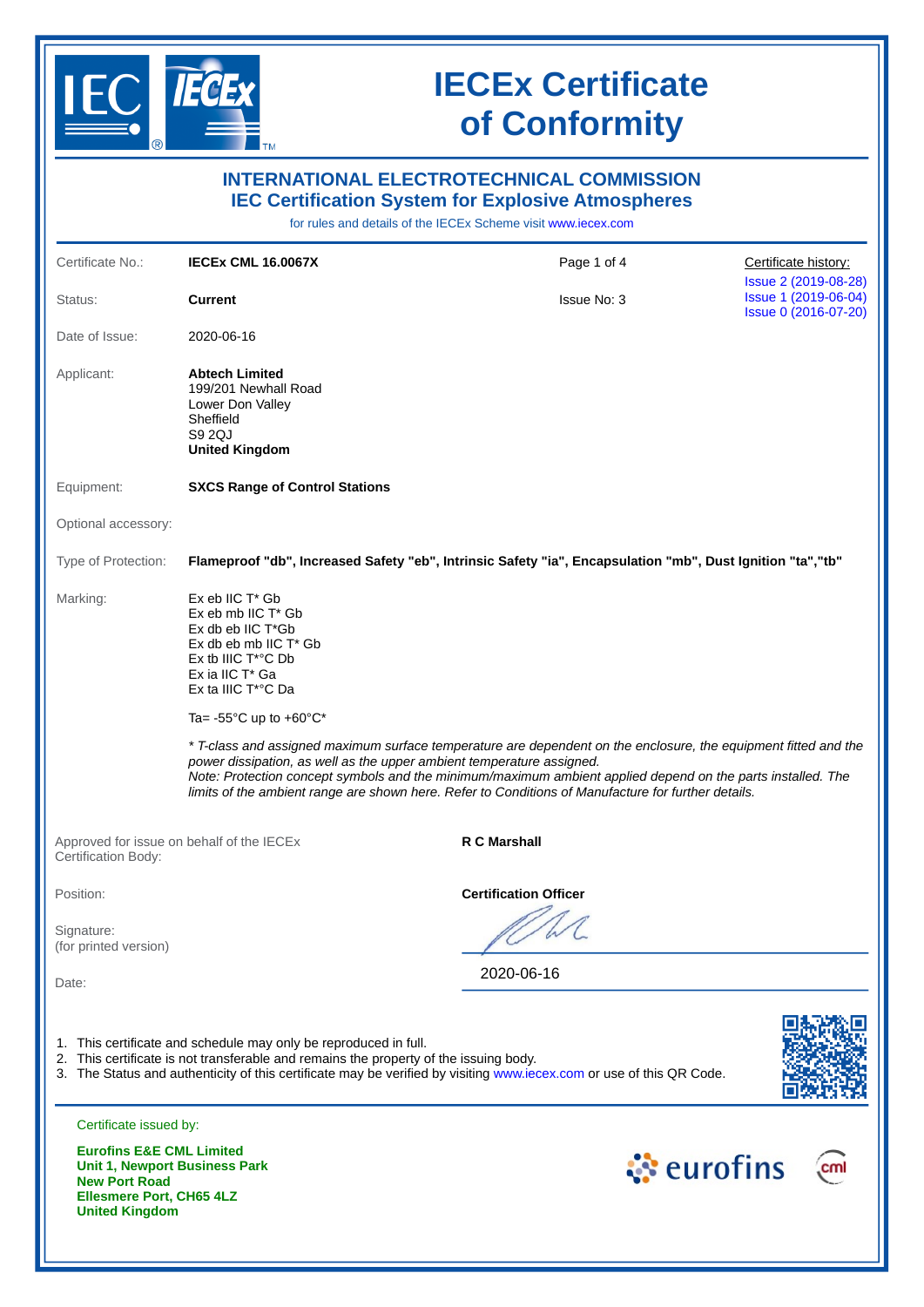# IECEx Certificate of Conformity

## INTERNATIONAL ELECTROTECHNICAL COMMISSION
## IEC Certification System for Explosive Atmospheres

for rules and details of the IECEx Scheme visit www.iecex.com

| | | | |
|---|---|---|---|
| Certificate No.: | **IECEx CML 16.0067X** | Page 1 of 4 | Certificate history: |
| Status: | **Current** | Issue No: 3 | Issue 2 (2019-08-28)<br>Issue 1 (2019-06-04)<br>Issue 0 (2016-07-20) |
| Date of Issue: | 2020-06-16 | | |

Applicant:
**Abtech Limited**
199/201 Newhall Road
Lower Don Valley
Sheffield
S9 2QJ
**United Kingdom**

Equipment: **SXCS Range of Control Stations**

Optional accessory:

Type of Protection: **Flameproof "db", Increased Safety "eb", Intrinsic Safety "ia", Encapsulation "mb", Dust Ignition "ta","tb"**

Marking:
Ex eb IIC T* Gb
Ex eb mb IIC T* Gb
Ex db eb IIC T*Gb
Ex db eb mb IIC T* Gb
Ex tb IIIC T*°C Db
Ex ia IIC T* Ga
Ex ta IIIC T*°C Da

Ta= -55°C up to +60°C*

*\* T-class and assigned maximum surface temperature are dependent on the enclosure, the equipment fitted and the power dissipation, as well as the upper ambient temperature assigned.*
*Note: Protection concept symbols and the minimum/maximum ambient applied depend on the parts installed. The limits of the ambient range are shown here. Refer to Conditions of Manufacture for further details.*

Approved for issue on behalf of the IECEx Certification Body: **R C Marshall**

Position: **Certification Officer**

Signature:
(for printed version)

Date: 2020-06-16

1. This certificate and schedule may only be reproduced in full.
2. This certificate is not transferable and remains the property of the issuing body.
3. The Status and authenticity of this certificate may be verified by visiting www.iecex.com or use of this QR Code.

Certificate issued by:

**Eurofins E&E CML Limited**
**Unit 1, Newport Business Park**
**New Port Road**
**Ellesmere Port, CH65 4LZ**
**United Kingdom**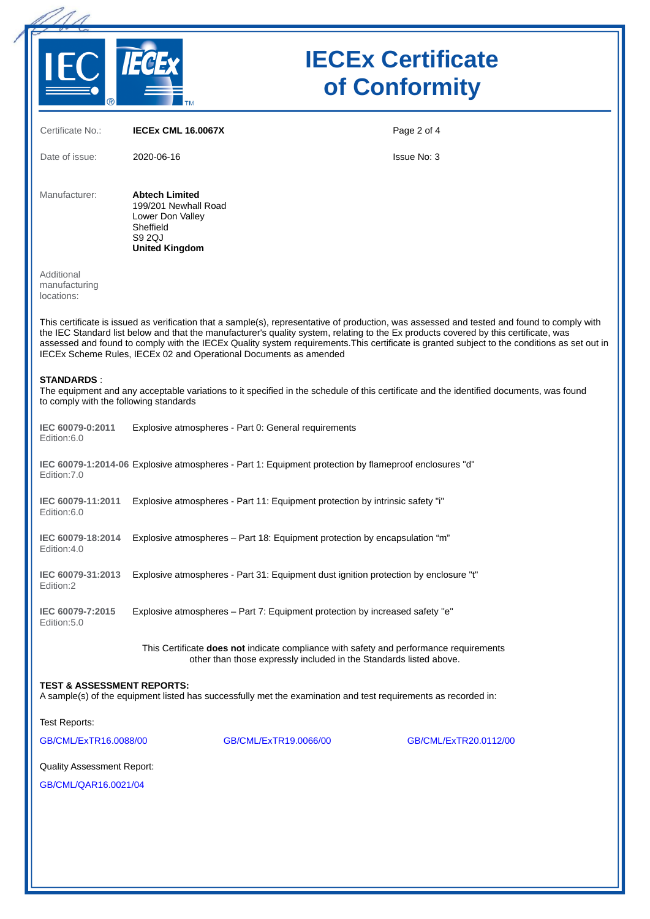# IECEx Certificate of Conformity

| | | |
|---|---|---|
| Certificate No.: | **IECEx CML 16.0067X** | |
| Date of issue: | 2020-06-16 | Issue No: 3 |

Manufacturer: **Abtech Limited**
199/201 Newhall Road
Lower Don Valley
Sheffield
S9 2QJ
**United Kingdom**

Additional manufacturing locations:

This certificate is issued as verification that a sample(s), representative of production, was assessed and tested and found to comply with the IEC Standard list below and that the manufacturer's quality system, relating to the Ex products covered by this certificate, was assessed and found to comply with the IECEx Quality system requirements.This certificate is granted subject to the conditions as set out in IECEx Scheme Rules, IECEx 02 and Operational Documents as amended

**STANDARDS** :
The equipment and any acceptable variations to it specified in the schedule of this certificate and the identified documents, was found to comply with the following standards

| | |
|---|---|
| **IEC 60079-0:2011** Edition:6.0 | Explosive atmospheres - Part 0: General requirements |
| **IEC 60079-1:2014-06** Edition:7.0 | Explosive atmospheres - Part 1: Equipment protection by flameproof enclosures "d" |
| **IEC 60079-11:2011** Edition:6.0 | Explosive atmospheres - Part 11: Equipment protection by intrinsic safety "i" |
| **IEC 60079-18:2014** Edition:4.0 | Explosive atmospheres – Part 18: Equipment protection by encapsulation "m" |
| **IEC 60079-31:2013** Edition:2 | Explosive atmospheres - Part 31: Equipment dust ignition protection by enclosure "t" |
| **IEC 60079-7:2015** Edition:5.0 | Explosive atmospheres – Part 7: Equipment protection by increased safety "e" |

This Certificate **does not** indicate compliance with safety and performance requirements other than those expressly included in the Standards listed above.

**TEST & ASSESSMENT REPORTS:**
A sample(s) of the equipment listed has successfully met the examination and test requirements as recorded in:

Test Reports:

GB/CML/ExTR16.0088/00 GB/CML/ExTR19.0066/00 GB/CML/ExTR20.0112/00

Quality Assessment Report:

GB/CML/QAR16.0021/04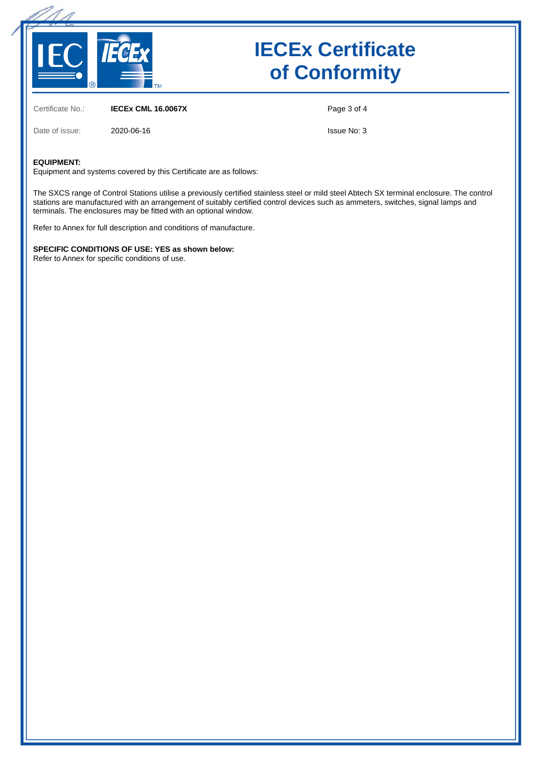# IECEx Certificate of Conformity

Certificate No.: **IECEx CML 16.0067X**

Date of issue: 2020-06-16

Issue No: 3

**EQUIPMENT:**
Equipment and systems covered by this Certificate are as follows:

The SXCS range of Control Stations utilise a previously certified stainless steel or mild steel Abtech SX terminal enclosure. The control stations are manufactured with an arrangement of suitably certified control devices such as ammeters, switches, signal lamps and terminals. The enclosures may be fitted with an optional window.

Refer to Annex for full description and conditions of manufacture.

**SPECIFIC CONDITIONS OF USE: YES as shown below:**
Refer to Annex for specific conditions of use.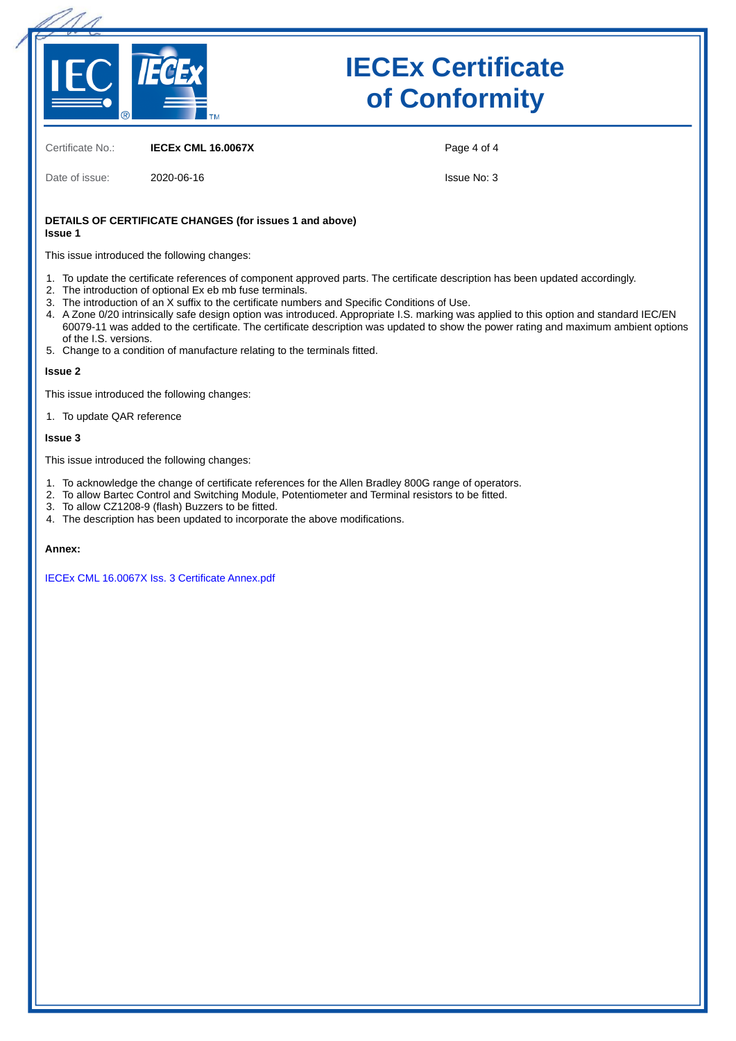# IECEx Certificate of Conformity

| Certificate No.: | **IECEx CML 16.0067X** | Page 4 of 4 |
|---|---|---|
| Date of issue: | 2020-06-16 | Issue No: 3 |

**DETAILS OF CERTIFICATE CHANGES (for issues 1 and above)**
**Issue 1**

This issue introduced the following changes:

1. To update the certificate references of component approved parts. The certificate description has been updated accordingly.
2. The introduction of optional Ex eb mb fuse terminals.
3. The introduction of an X suffix to the certificate numbers and Specific Conditions of Use.
4. A Zone 0/20 intrinsically safe design option was introduced. Appropriate I.S. marking was applied to this option and standard IEC/EN 60079-11 was added to the certificate. The certificate description was updated to show the power rating and maximum ambient options of the I.S. versions.
5. Change to a condition of manufacture relating to the terminals fitted.

**Issue 2**

This issue introduced the following changes:

1. To update QAR reference

**Issue 3**

This issue introduced the following changes:

1. To acknowledge the change of certificate references for the Allen Bradley 800G range of operators.
2. To allow Bartec Control and Switching Module, Potentiometer and Terminal resistors to be fitted.
3. To allow CZ1208-9 (flash) Buzzers to be fitted.
4. The description has been updated to incorporate the above modifications.

**Annex:**

IECEx CML 16.0067X Iss. 3 Certificate Annex.pdf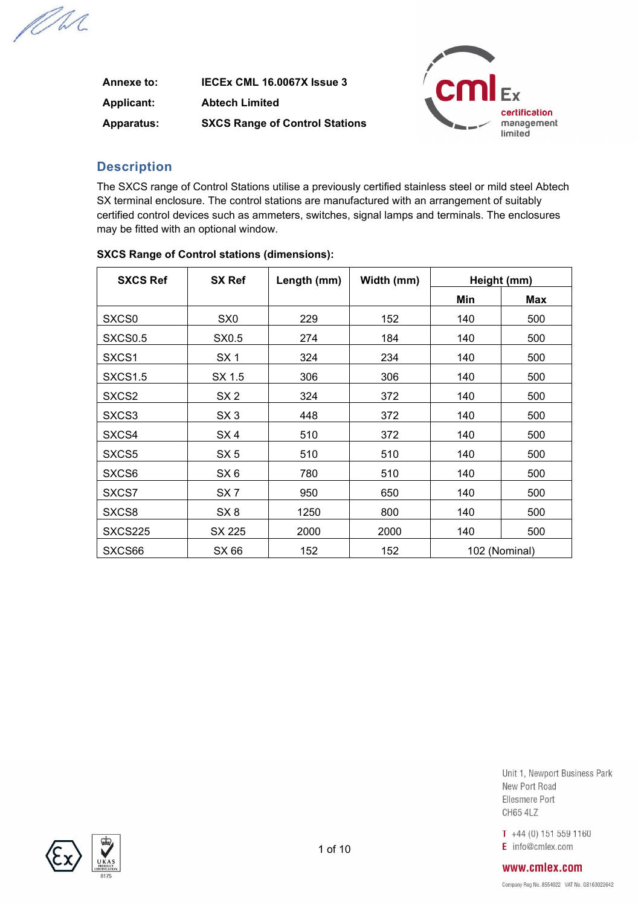| | |
|---|---|
| **Annexe to:** | **IECEx CML 16.0067X Issue 3** |
| **Applicant:** | **Abtech Limited** |
| **Apparatus:** | **SXCS Range of Control Stations** |

## Description

The SXCS range of Control Stations utilise a previously certified stainless steel or mild steel Abtech SX terminal enclosure. The control stations are manufactured with an arrangement of suitably certified control devices such as ammeters, switches, signal lamps and terminals. The enclosures may be fitted with an optional window.

**SXCS Range of Control stations (dimensions):**

| SXCS Ref | SX Ref | Length (mm) | Width (mm) | Height (mm) | |
|---|---|---|---|---|---|
| | | | | Min | Max |
| SXCS0 | SX0 | 229 | 152 | 140 | 500 |
| SXCS0.5 | SX0.5 | 274 | 184 | 140 | 500 |
| SXCS1 | SX 1 | 324 | 234 | 140 | 500 |
| SXCS1.5 | SX 1.5 | 306 | 306 | 140 | 500 |
| SXCS2 | SX 2 | 324 | 372 | 140 | 500 |
| SXCS3 | SX 3 | 448 | 372 | 140 | 500 |
| SXCS4 | SX 4 | 510 | 372 | 140 | 500 |
| SXCS5 | SX 5 | 510 | 510 | 140 | 500 |
| SXCS6 | SX 6 | 780 | 510 | 140 | 500 |
| SXCS7 | SX 7 | 950 | 650 | 140 | 500 |
| SXCS8 | SX 8 | 1250 | 800 | 140 | 500 |
| SXCS225 | SX 225 | 2000 | 2000 | 140 | 500 |
| SXCS66 | SX 66 | 152 | 152 | 102 (Nominal) | |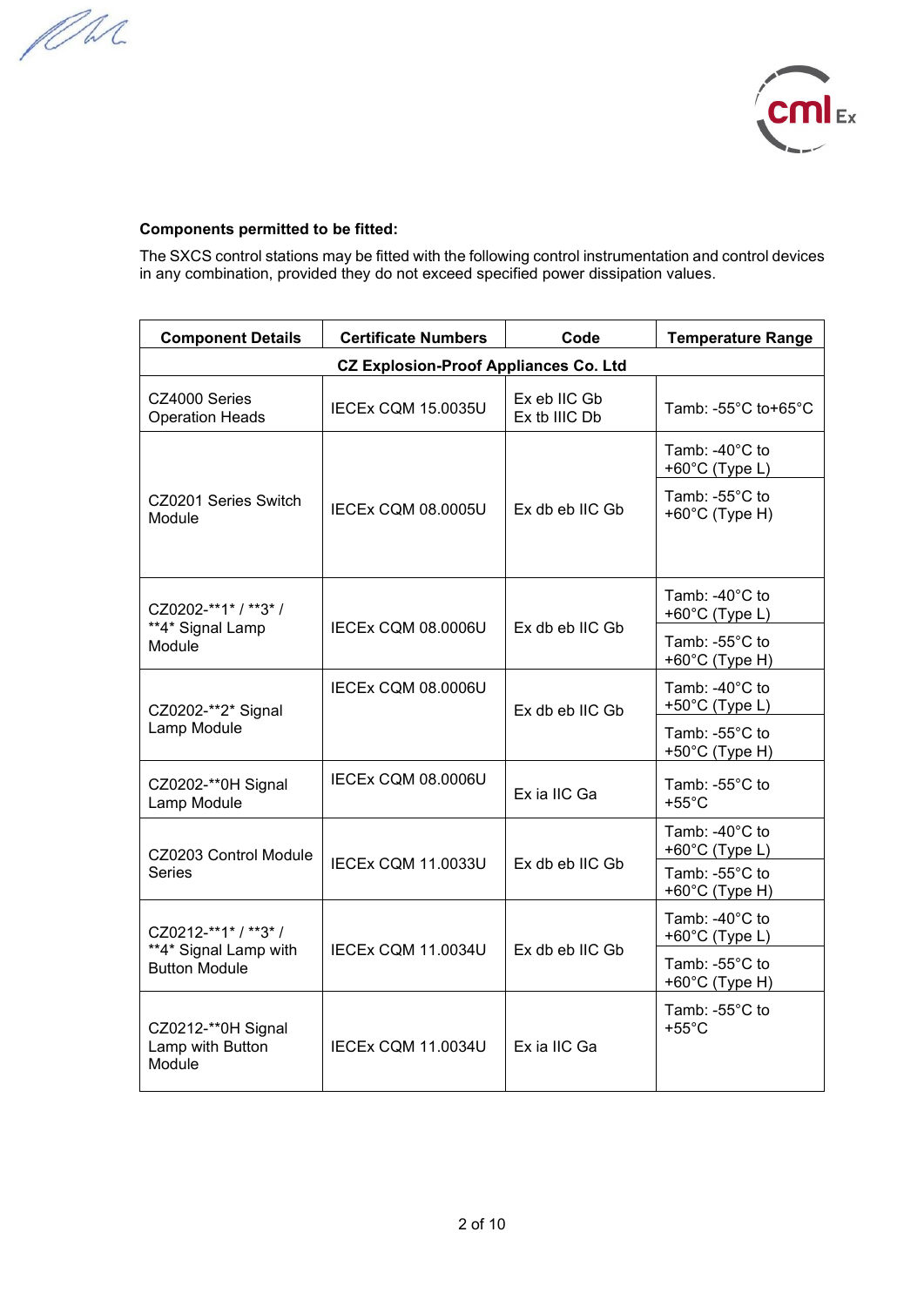**Components permitted to be fitted:**

The SXCS control stations may be fitted with the following control instrumentation and control devices in any combination, provided they do not exceed specified power dissipation values.

| Component Details | Certificate Numbers | Code | Temperature Range |
|---|---|---|---|
| **CZ Explosion-Proof Appliances Co. Ltd** | | | |
| CZ4000 Series Operation Heads | IECEx CQM 15.0035U | Ex eb IIC Gb<br>Ex tb IIIC Db | Tamb: -55°C to+65°C |
| CZ0201 Series Switch Module | IECEx CQM 08.0005U | Ex db eb IIC Gb | Tamb: -40°C to +60°C (Type L)<br>Tamb: -55°C to +60°C (Type H) |
| CZ0202-**1* / **3* / **4* Signal Lamp Module | IECEx CQM 08.0006U | Ex db eb IIC Gb | Tamb: -40°C to +60°C (Type L)<br>Tamb: -55°C to +60°C (Type H) |
| CZ0202-**2* Signal Lamp Module | IECEx CQM 08.0006U | Ex db eb IIC Gb | Tamb: -40°C to +50°C (Type L)<br>Tamb: -55°C to +50°C (Type H) |
| CZ0202-**0H Signal Lamp Module | IECEx CQM 08.0006U | Ex ia IIC Ga | Tamb: -55°C to +55°C |
| CZ0203 Control Module Series | IECEx CQM 11.0033U | Ex db eb IIC Gb | Tamb: -40°C to +60°C (Type L)<br>Tamb: -55°C to +60°C (Type H) |
| CZ0212-**1* / **3* / **4* Signal Lamp with Button Module | IECEx CQM 11.0034U | Ex db eb IIC Gb | Tamb: -40°C to +60°C (Type L)<br>Tamb: -55°C to +60°C (Type H) |
| CZ0212-**0H Signal Lamp with Button Module | IECEx CQM 11.0034U | Ex ia IIC Ga | Tamb: -55°C to +55°C |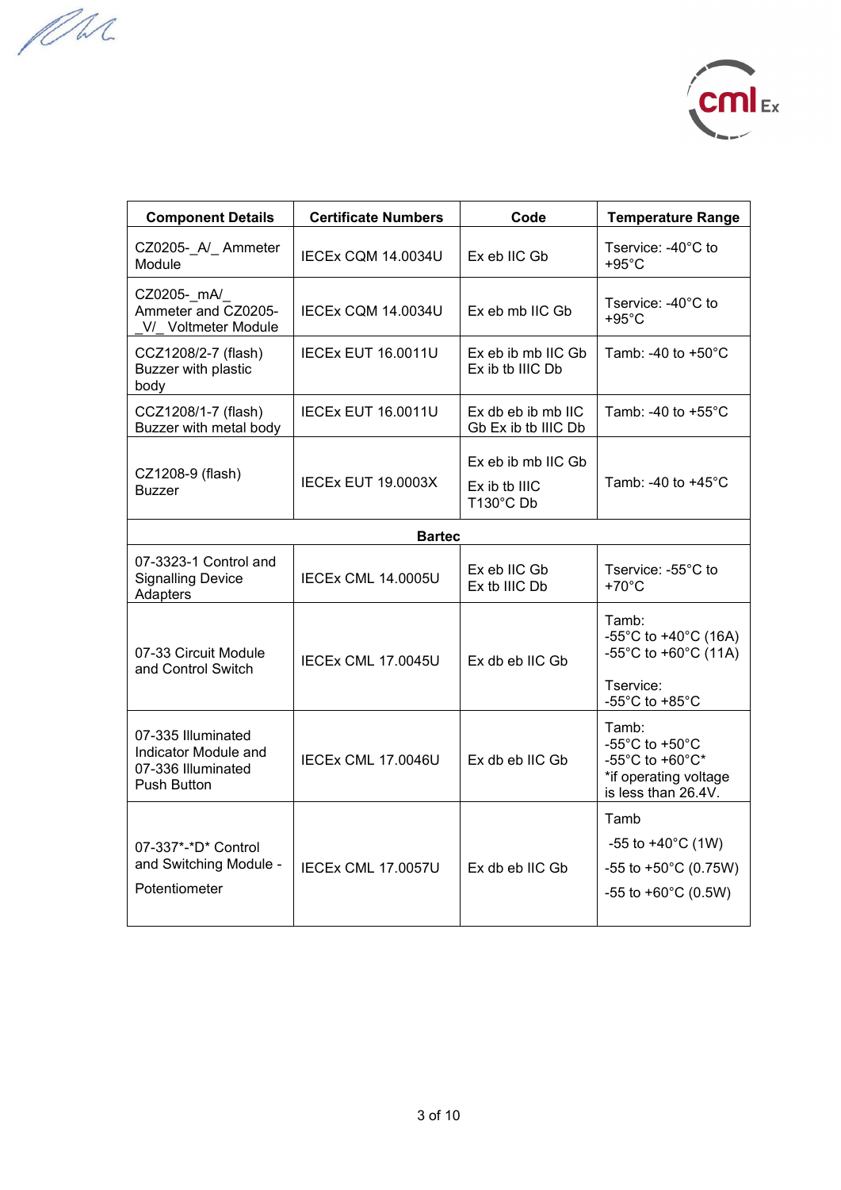| Component Details | Certificate Numbers | Code | Temperature Range |
|---|---|---|---|
| CZ0205-_A/_ Ammeter Module | IECEx CQM 14.0034U | Ex eb IIC Gb | Tservice: -40°C to +95°C |
| CZ0205-_mA/_ Ammeter and CZ0205-_V/_ Voltmeter Module | IECEx CQM 14.0034U | Ex eb mb IIC Gb | Tservice: -40°C to +95°C |
| CCZ1208/2-7 (flash) Buzzer with plastic body | IECEx EUT 16.0011U | Ex eb ib mb IIC Gb Ex ib tb IIIC Db | Tamb: -40 to +50°C |
| CCZ1208/1-7 (flash) Buzzer with metal body | IECEx EUT 16.0011U | Ex db eb ib mb IIC Gb Ex ib tb IIIC Db | Tamb: -40 to +55°C |
| CZ1208-9 (flash) Buzzer | IECEx EUT 19.0003X | Ex eb ib mb IIC Gb<br>Ex ib tb IIIC T130°C Db | Tamb: -40 to +45°C |
| **Bartec** | | | |
| 07-3323-1 Control and Signalling Device Adapters | IECEx CML 14.0005U | Ex eb IIC Gb<br>Ex tb IIIC Db | Tservice: -55°C to +70°C |
| 07-33 Circuit Module and Control Switch | IECEx CML 17.0045U | Ex db eb IIC Gb | Tamb:<br>-55°C to +40°C (16A)<br>-55°C to +60°C (11A)<br><br>Tservice:<br>-55°C to +85°C |
| 07-335 Illuminated Indicator Module and 07-336 Illuminated Push Button | IECEx CML 17.0046U | Ex db eb IIC Gb | Tamb:<br>-55°C to +50°C<br>-55°C to +60°C*<br>*if operating voltage is less than 26.4V. |
| 07-337*-*D* Control and Switching Module - Potentiometer | IECEx CML 17.0057U | Ex db eb IIC Gb | Tamb<br>-55 to +40°C (1W)<br>-55 to +50°C (0.75W)<br>-55 to +60°C (0.5W) |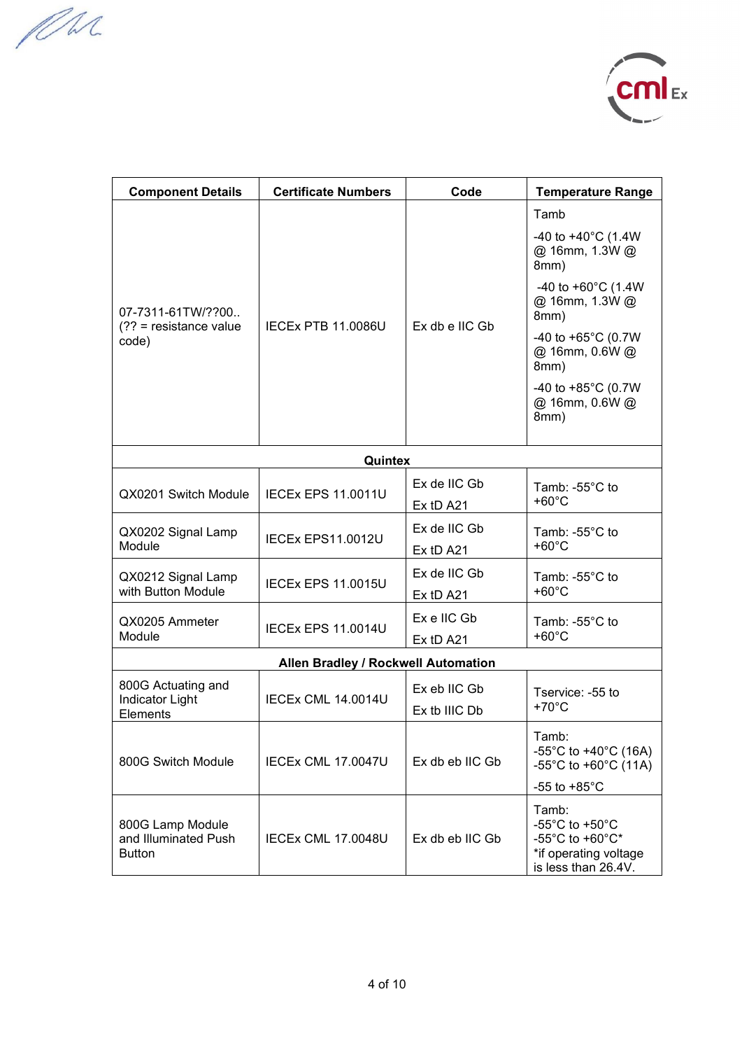| Component Details | Certificate Numbers | Code | Temperature Range |
|---|---|---|---|
| 07-7311-61TW/??00.. (?? = resistance value code) | IECEx PTB 11.0086U | Ex db e IIC Gb | Tamb<br>-40 to +40°C (1.4W @ 16mm, 1.3W @ 8mm)<br>-40 to +60°C (1.4W @ 16mm, 1.3W @ 8mm)<br>-40 to +65°C (0.7W @ 16mm, 0.6W @ 8mm)<br>-40 to +85°C (0.7W @ 16mm, 0.6W @ 8mm) |
| **Quintex** | | | |
| QX0201 Switch Module | IECEx EPS 11.0011U | Ex de IIC Gb<br>Ex tD A21 | Tamb: -55°C to +60°C |
| QX0202 Signal Lamp Module | IECEx EPS11.0012U | Ex de IIC Gb<br>Ex tD A21 | Tamb: -55°C to +60°C |
| QX0212 Signal Lamp with Button Module | IECEx EPS 11.0015U | Ex de IIC Gb<br>Ex tD A21 | Tamb: -55°C to +60°C |
| QX0205 Ammeter Module | IECEx EPS 11.0014U | Ex e IIC Gb<br>Ex tD A21 | Tamb: -55°C to +60°C |
| **Allen Bradley / Rockwell Automation** | | | |
| 800G Actuating and Indicator Light Elements | IECEx CML 14.0014U | Ex eb IIC Gb<br>Ex tb IIIC Db | Tservice: -55 to +70°C |
| 800G Switch Module | IECEx CML 17.0047U | Ex db eb IIC Gb | Tamb:<br>-55°C to +40°C (16A)<br>-55°C to +60°C (11A)<br>-55 to +85°C |
| 800G Lamp Module and Illuminated Push Button | IECEx CML 17.0048U | Ex db eb IIC Gb | Tamb:<br>-55°C to +50°C<br>-55°C to +60°C*<br>*if operating voltage is less than 26.4V. |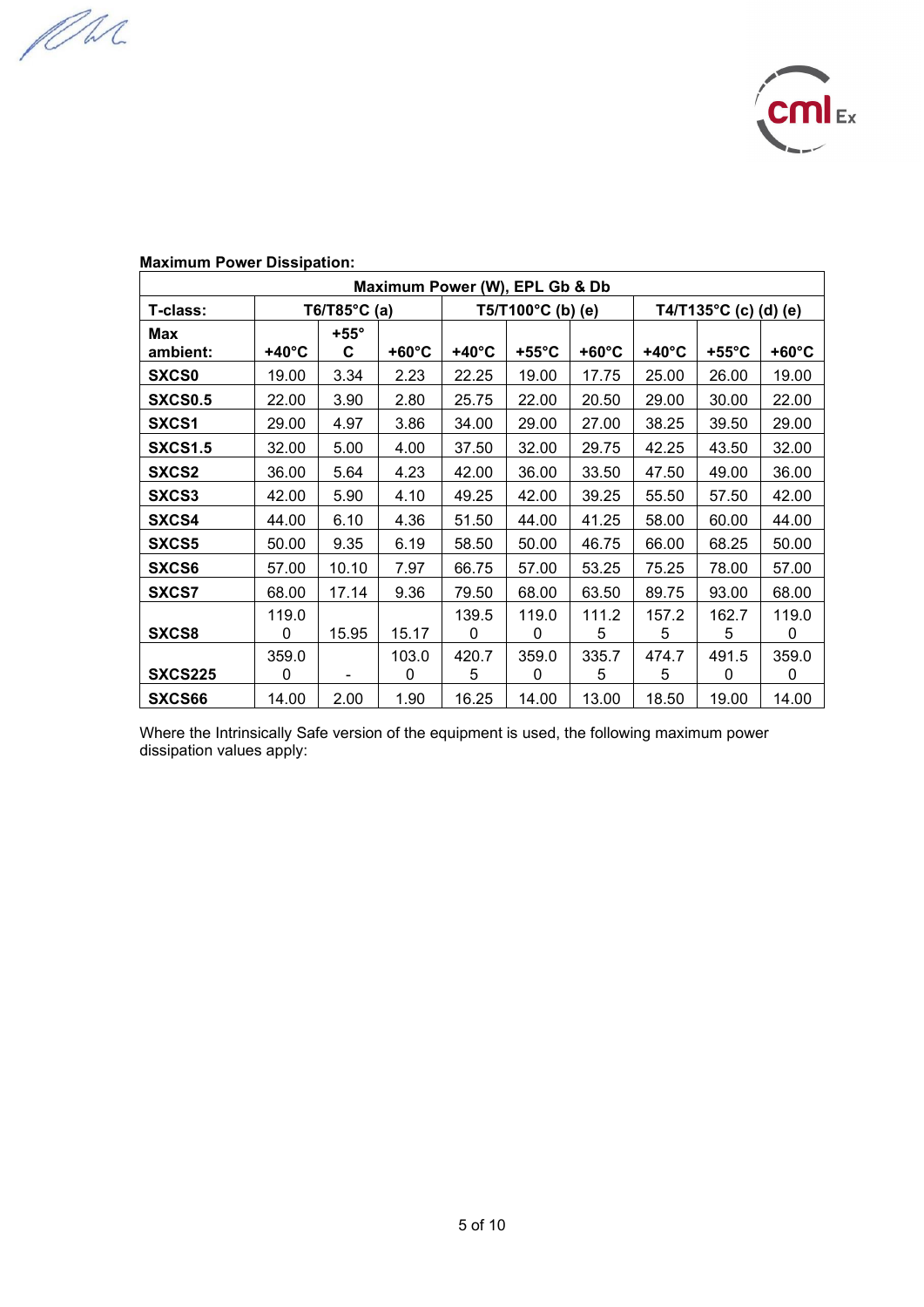**Maximum Power Dissipation:**

| Maximum Power (W), EPL Gb & Db | | | | | | | | | |
|---|---|---|---|---|---|---|---|---|---|
| **T-class:** | **T6/T85°C (a)** | | | **T5/T100°C (b) (e)** | | | **T4/T135°C (c) (d) (e)** | | |
| **Max ambient:** | **+40°C** | **+55°C** | **+60°C** | **+40°C** | **+55°C** | **+60°C** | **+40°C** | **+55°C** | **+60°C** |
| **SXCS0** | 19.00 | 3.34 | 2.23 | 22.25 | 19.00 | 17.75 | 25.00 | 26.00 | 19.00 |
| **SXCS0.5** | 22.00 | 3.90 | 2.80 | 25.75 | 22.00 | 20.50 | 29.00 | 30.00 | 22.00 |
| **SXCS1** | 29.00 | 4.97 | 3.86 | 34.00 | 29.00 | 27.00 | 38.25 | 39.50 | 29.00 |
| **SXCS1.5** | 32.00 | 5.00 | 4.00 | 37.50 | 32.00 | 29.75 | 42.25 | 43.50 | 32.00 |
| **SXCS2** | 36.00 | 5.64 | 4.23 | 42.00 | 36.00 | 33.50 | 47.50 | 49.00 | 36.00 |
| **SXCS3** | 42.00 | 5.90 | 4.10 | 49.25 | 42.00 | 39.25 | 55.50 | 57.50 | 42.00 |
| **SXCS4** | 44.00 | 6.10 | 4.36 | 51.50 | 44.00 | 41.25 | 58.00 | 60.00 | 44.00 |
| **SXCS5** | 50.00 | 9.35 | 6.19 | 58.50 | 50.00 | 46.75 | 66.00 | 68.25 | 50.00 |
| **SXCS6** | 57.00 | 10.10 | 7.97 | 66.75 | 57.00 | 53.25 | 75.25 | 78.00 | 57.00 |
| **SXCS7** | 68.00 | 17.14 | 9.36 | 79.50 | 68.00 | 63.50 | 89.75 | 93.00 | 68.00 |
| **SXCS8** | 119.00 | 15.95 | 15.17 | 139.50 | 119.00 | 111.25 | 157.25 | 162.75 | 119.00 |
| **SXCS225** | 359.00 | - | 103.00 | 420.75 | 359.00 | 335.75 | 474.75 | 491.50 | 359.00 |
| **SXCS66** | 14.00 | 2.00 | 1.90 | 16.25 | 14.00 | 13.00 | 18.50 | 19.00 | 14.00 |

Where the Intrinsically Safe version of the equipment is used, the following maximum power dissipation values apply: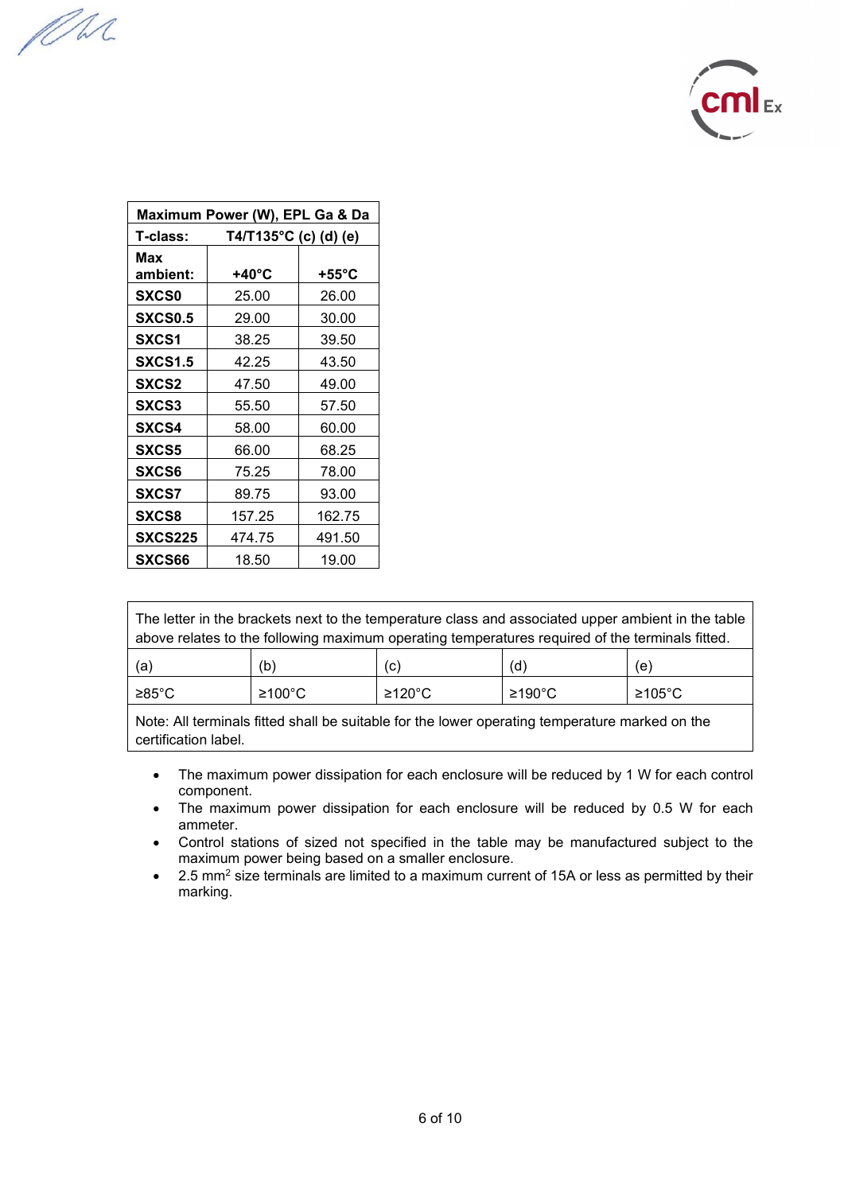| Maximum Power (W), EPL Ga & Da | | |
|---|---|---|
| **T-class:** | **T4/T135°C (c) (d) (e)** | |
| **Max ambient:** | **+40°C** | **+55°C** |
| **SXCS0** | 25.00 | 26.00 |
| **SXCS0.5** | 29.00 | 30.00 |
| **SXCS1** | 38.25 | 39.50 |
| **SXCS1.5** | 42.25 | 43.50 |
| **SXCS2** | 47.50 | 49.00 |
| **SXCS3** | 55.50 | 57.50 |
| **SXCS4** | 58.00 | 60.00 |
| **SXCS5** | 66.00 | 68.25 |
| **SXCS6** | 75.25 | 78.00 |
| **SXCS7** | 89.75 | 93.00 |
| **SXCS8** | 157.25 | 162.75 |
| **SXCS225** | 474.75 | 491.50 |
| **SXCS66** | 18.50 | 19.00 |

| The letter in the brackets next to the temperature class and associated upper ambient in the table above relates to the following maximum operating temperatures required of the terminals fitted. | | | | |
|---|---|---|---|---|
| (a) | (b) | (c) | (d) | (e) |
| ≥85°C | ≥100°C | ≥120°C | ≥190°C | ≥105°C |
| Note: All terminals fitted shall be suitable for the lower operating temperature marked on the certification label. | | | | |

- The maximum power dissipation for each enclosure will be reduced by 1 W for each control component.
- The maximum power dissipation for each enclosure will be reduced by 0.5 W for each ammeter.
- Control stations of sized not specified in the table may be manufactured subject to the maximum power being based on a smaller enclosure.
- 2.5 $mm^2$ size terminals are limited to a maximum current of 15A or less as permitted by their marking.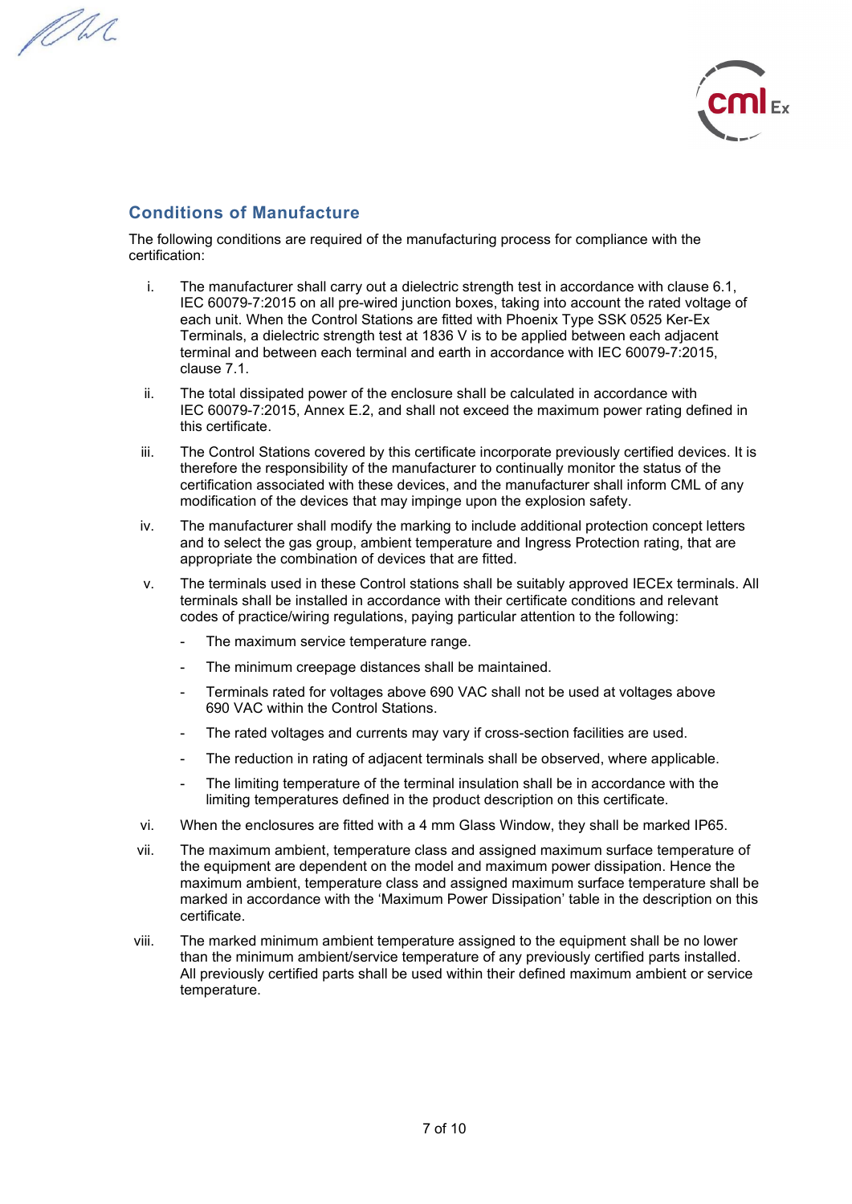## Conditions of Manufacture

The following conditions are required of the manufacturing process for compliance with the certification:

i. The manufacturer shall carry out a dielectric strength test in accordance with clause 6.1, IEC 60079-7:2015 on all pre-wired junction boxes, taking into account the rated voltage of each unit. When the Control Stations are fitted with Phoenix Type SSK 0525 Ker-Ex Terminals, a dielectric strength test at 1836 V is to be applied between each adjacent terminal and between each terminal and earth in accordance with IEC 60079-7:2015, clause 7.1.

ii. The total dissipated power of the enclosure shall be calculated in accordance with IEC 60079-7:2015, Annex E.2, and shall not exceed the maximum power rating defined in this certificate.

iii. The Control Stations covered by this certificate incorporate previously certified devices. It is therefore the responsibility of the manufacturer to continually monitor the status of the certification associated with these devices, and the manufacturer shall inform CML of any modification of the devices that may impinge upon the explosion safety.

iv. The manufacturer shall modify the marking to include additional protection concept letters and to select the gas group, ambient temperature and Ingress Protection rating, that are appropriate the combination of devices that are fitted.

v. The terminals used in these Control stations shall be suitably approved IECEx terminals. All terminals shall be installed in accordance with their certificate conditions and relevant codes of practice/wiring regulations, paying particular attention to the following:

   - The maximum service temperature range.
   - The minimum creepage distances shall be maintained.
   - Terminals rated for voltages above 690 VAC shall not be used at voltages above 690 VAC within the Control Stations.
   - The rated voltages and currents may vary if cross-section facilities are used.
   - The reduction in rating of adjacent terminals shall be observed, where applicable.
   - The limiting temperature of the terminal insulation shall be in accordance with the limiting temperatures defined in the product description on this certificate.

vi. When the enclosures are fitted with a 4 mm Glass Window, they shall be marked IP65.

vii. The maximum ambient, temperature class and assigned maximum surface temperature of the equipment are dependent on the model and maximum power dissipation. Hence the maximum ambient, temperature class and assigned maximum surface temperature shall be marked in accordance with the 'Maximum Power Dissipation' table in the description on this certificate.

viii. The marked minimum ambient temperature assigned to the equipment shall be no lower than the minimum ambient/service temperature of any previously certified parts installed. All previously certified parts shall be used within their defined maximum ambient or service temperature.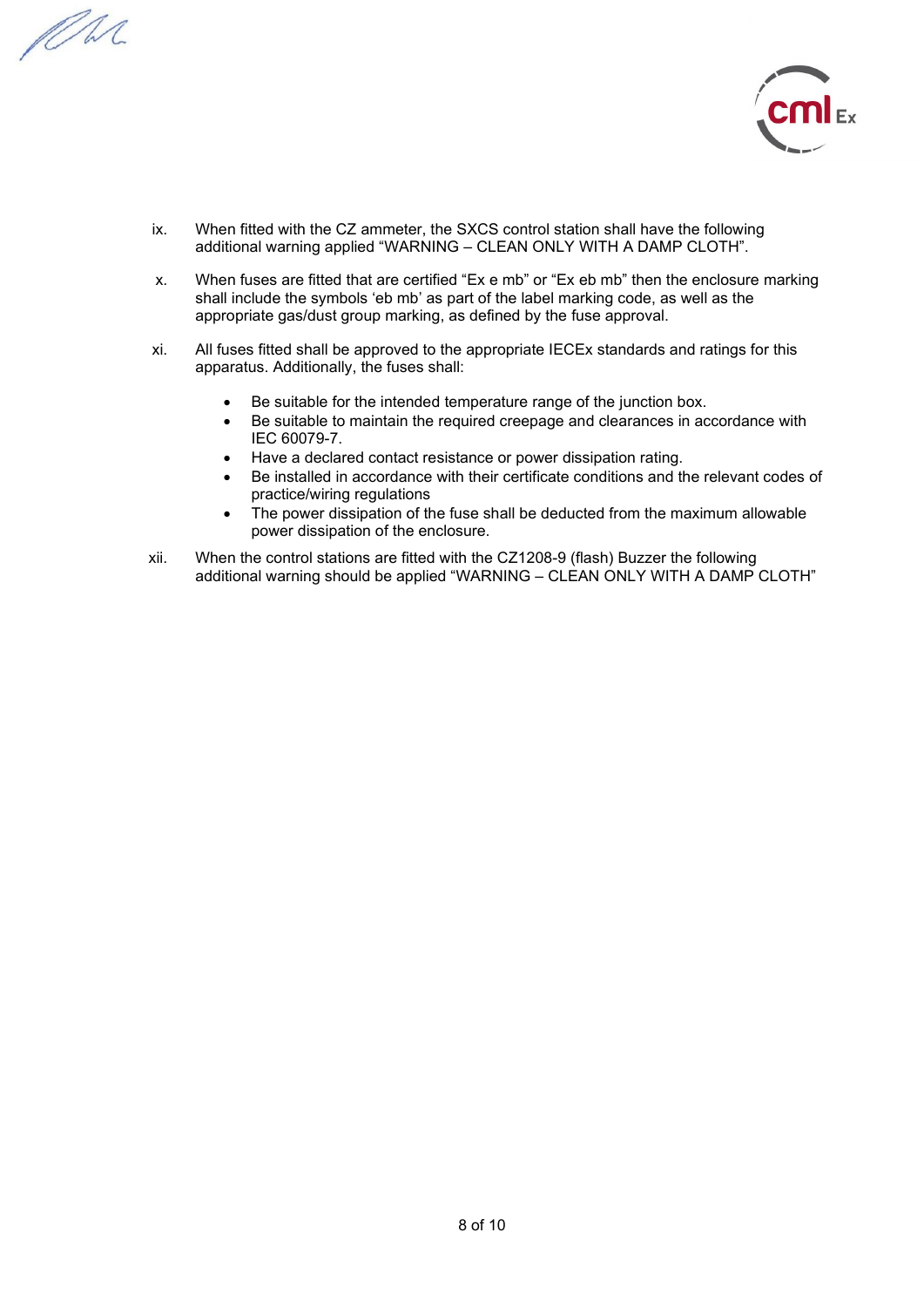ix. When fitted with the CZ ammeter, the SXCS control station shall have the following additional warning applied “WARNING – CLEAN ONLY WITH A DAMP CLOTH”.

x. When fuses are fitted that are certified “Ex e mb” or “Ex eb mb” then the enclosure marking shall include the symbols ‘eb mb’ as part of the label marking code, as well as the appropriate gas/dust group marking, as defined by the fuse approval.

xi. All fuses fitted shall be approved to the appropriate IECEx standards and ratings for this apparatus. Additionally, the fuses shall:

- Be suitable for the intended temperature range of the junction box.
- Be suitable to maintain the required creepage and clearances in accordance with IEC 60079-7.
- Have a declared contact resistance or power dissipation rating.
- Be installed in accordance with their certificate conditions and the relevant codes of practice/wiring regulations
- The power dissipation of the fuse shall be deducted from the maximum allowable power dissipation of the enclosure.

xii. When the control stations are fitted with the CZ1208-9 (flash) Buzzer the following additional warning should be applied “WARNING – CLEAN ONLY WITH A DAMP CLOTH”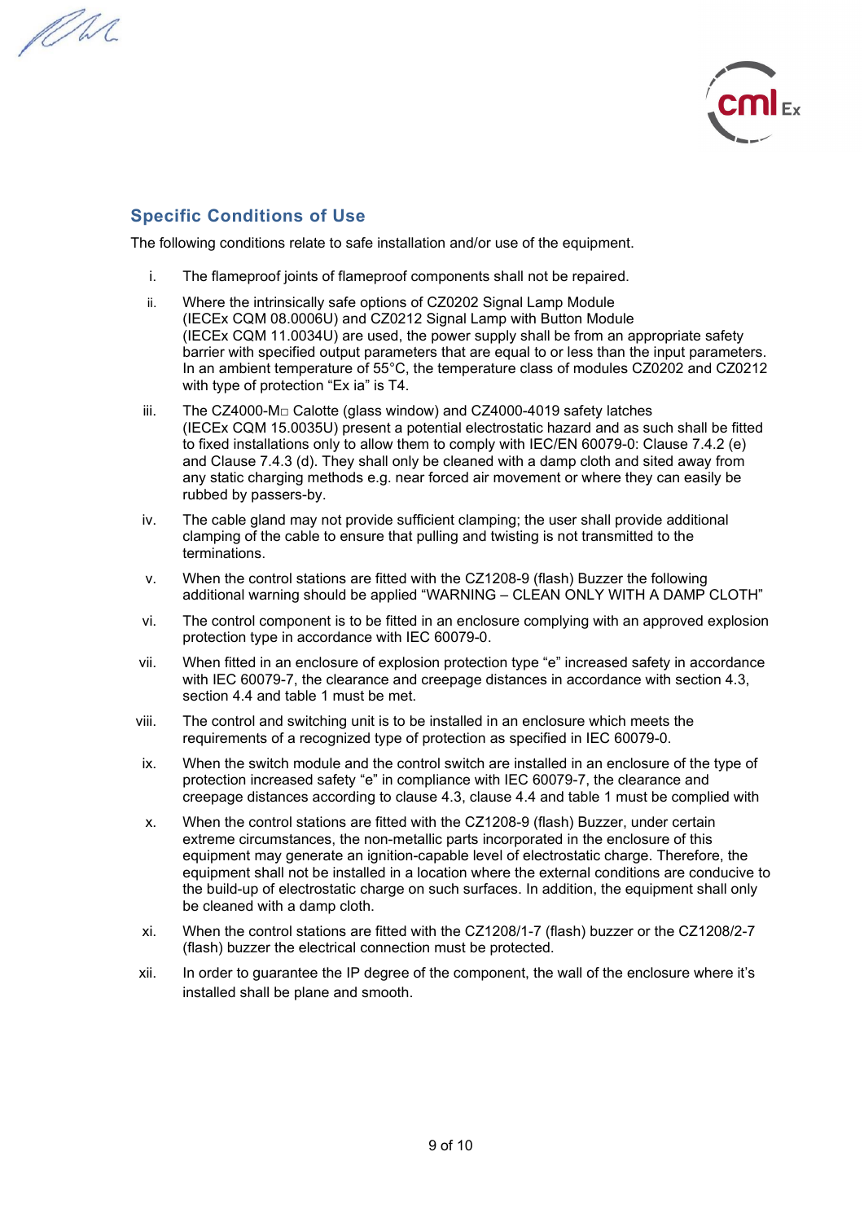## Specific Conditions of Use

The following conditions relate to safe installation and/or use of the equipment.

i. The flameproof joints of flameproof components shall not be repaired.

ii. Where the intrinsically safe options of CZ0202 Signal Lamp Module (IECEx CQM 08.0006U) and CZ0212 Signal Lamp with Button Module (IECEx CQM 11.0034U) are used, the power supply shall be from an appropriate safety barrier with specified output parameters that are equal to or less than the input parameters. In an ambient temperature of 55°C, the temperature class of modules CZ0202 and CZ0212 with type of protection "Ex ia" is T4.

iii. The CZ4000-M□ Calotte (glass window) and CZ4000-4019 safety latches (IECEx CQM 15.0035U) present a potential electrostatic hazard and as such shall be fitted to fixed installations only to allow them to comply with IEC/EN 60079-0: Clause 7.4.2 (e) and Clause 7.4.3 (d). They shall only be cleaned with a damp cloth and sited away from any static charging methods e.g. near forced air movement or where they can easily be rubbed by passers-by.

iv. The cable gland may not provide sufficient clamping; the user shall provide additional clamping of the cable to ensure that pulling and twisting is not transmitted to the terminations.

v. When the control stations are fitted with the CZ1208-9 (flash) Buzzer the following additional warning should be applied "WARNING – CLEAN ONLY WITH A DAMP CLOTH"

vi. The control component is to be fitted in an enclosure complying with an approved explosion protection type in accordance with IEC 60079-0.

vii. When fitted in an enclosure of explosion protection type "e" increased safety in accordance with IEC 60079-7, the clearance and creepage distances in accordance with section 4.3, section 4.4 and table 1 must be met.

viii. The control and switching unit is to be installed in an enclosure which meets the requirements of a recognized type of protection as specified in IEC 60079-0.

ix. When the switch module and the control switch are installed in an enclosure of the type of protection increased safety "e" in compliance with IEC 60079-7, the clearance and creepage distances according to clause 4.3, clause 4.4 and table 1 must be complied with

x. When the control stations are fitted with the CZ1208-9 (flash) Buzzer, under certain extreme circumstances, the non-metallic parts incorporated in the enclosure of this equipment may generate an ignition-capable level of electrostatic charge. Therefore, the equipment shall not be installed in a location where the external conditions are conducive to the build-up of electrostatic charge on such surfaces. In addition, the equipment shall only be cleaned with a damp cloth.

xi. When the control stations are fitted with the CZ1208/1-7 (flash) buzzer or the CZ1208/2-7 (flash) buzzer the electrical connection must be protected.

xii. In order to guarantee the IP degree of the component, the wall of the enclosure where it's installed shall be plane and smooth.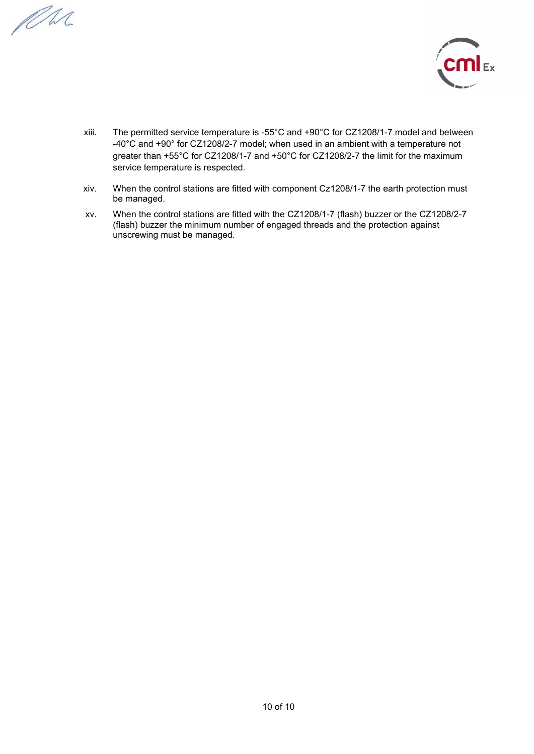xiii. The permitted service temperature is -55°C and +90°C for CZ1208/1-7 model and between -40°C and +90° for CZ1208/2-7 model; when used in an ambient with a temperature not greater than +55°C for CZ1208/1-7 and +50°C for CZ1208/2-7 the limit for the maximum service temperature is respected.

xiv. When the control stations are fitted with component Cz1208/1-7 the earth protection must be managed.

xv. When the control stations are fitted with the CZ1208/1-7 (flash) buzzer or the CZ1208/2-7 (flash) buzzer the minimum number of engaged threads and the protection against unscrewing must be managed.